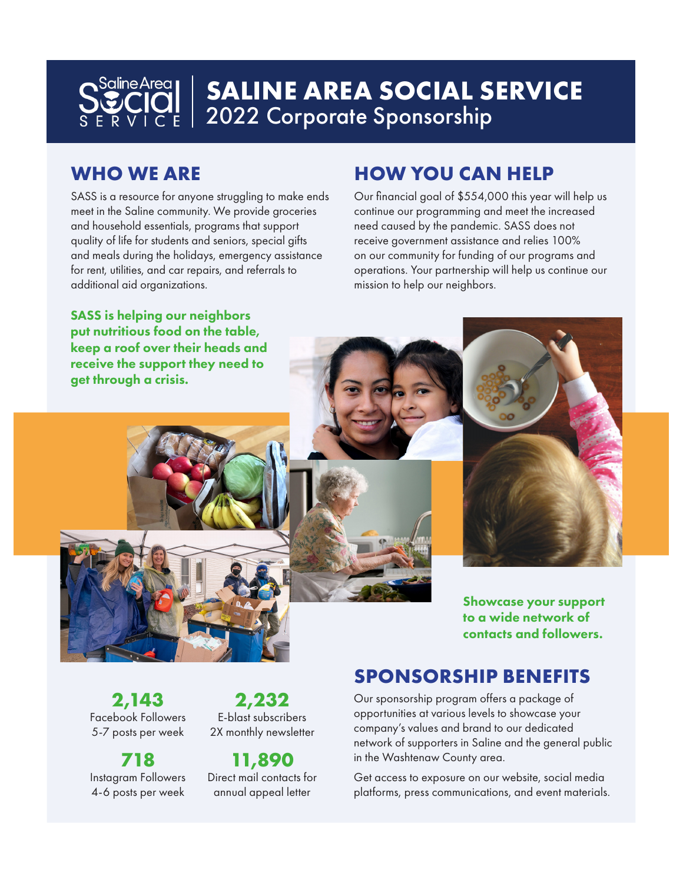# SALINE AREA SOCIAL SERVICE
## 2022 Corporate Sponsorship

## WHO WE ARE

SASS is a resource for anyone struggling to make ends meet in the Saline community. We provide groceries and household essentials, programs that support quality of life for students and seniors, special gifts and meals during the holidays, emergency assistance for rent, utilities, and car repairs, and referrals to additional aid organizations.

**SASS is helping our neighbors put nutritious food on the table, keep a roof over their heads and receive the support they need to get through a crisis.**

## HOW YOU CAN HELP

Our financial goal of $554,000 this year will help us continue our programming and meet the increased need caused by the pandemic. SASS does not receive government assistance and relies 100% on our community for funding of our programs and operations. Your partnership will help us continue our mission to help our neighbors.

**Showcase your support to a wide network of contacts and followers.**

**2,143**
Facebook Followers
5-7 posts per week

**2,232**
E-blast subscribers
2X monthly newsletter

**718**
Instagram Followers
4-6 posts per week

**11,890**
Direct mail contacts for annual appeal letter

## SPONSORSHIP BENEFITS

Our sponsorship program offers a package of opportunities at various levels to showcase your company's values and brand to our dedicated network of supporters in Saline and the general public in the Washtenaw County area.

Get access to exposure on our website, social media platforms, press communications, and event materials.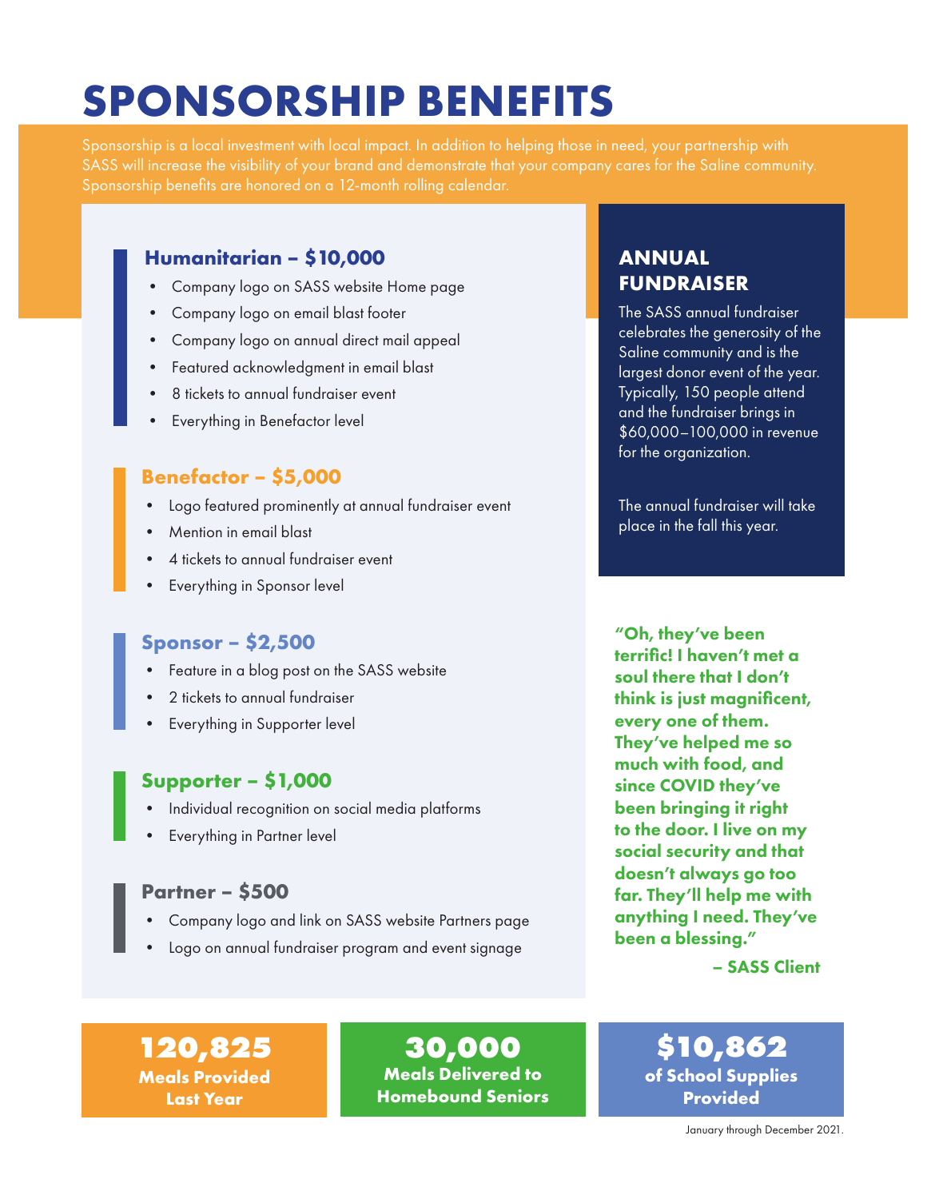# SPONSORSHIP BENEFITS

Sponsorship is a local investment with local impact. In addition to helping those in need, your partnership with SASS will increase the visibility of your brand and demonstrate that your company cares for the Saline community. Sponsorship benefits are honored on a 12-month rolling calendar.

### Humanitarian – $10,000

- Company logo on SASS website Home page
- Company logo on email blast footer
- Company logo on annual direct mail appeal
- Featured acknowledgment in email blast
- 8 tickets to annual fundraiser event
- Everything in Benefactor level

### Benefactor – $5,000

- Logo featured prominently at annual fundraiser event
- Mention in email blast
- 4 tickets to annual fundraiser event
- Everything in Sponsor level

### Sponsor – $2,500

- Feature in a blog post on the SASS website
- 2 tickets to annual fundraiser
- Everything in Supporter level

### Supporter – $1,000

- Individual recognition on social media platforms
- Everything in Partner level

### Partner – $500

- Company logo and link on SASS website Partners page
- Logo on annual fundraiser program and event signage

## ANNUAL FUNDRAISER

The SASS annual fundraiser celebrates the generosity of the Saline community and is the largest donor event of the year. Typically, 150 people attend and the fundraiser brings in $60,000–100,000 in revenue for the organization.

The annual fundraiser will take place in the fall this year.

**"Oh, they've been terrific! I haven't met a soul there that I don't think is just magnificent, every one of them. They've helped me so much with food, and since COVID they've been bringing it right to the door. I live on my social security and that doesn't always go too far. They'll help me with anything I need. They've been a blessing."**

**– SASS Client**

**120,825**
**Meals Provided Last Year**

**30,000**
**Meals Delivered to Homebound Seniors**

**$10,862**
**of School Supplies Provided**

January through December 2021.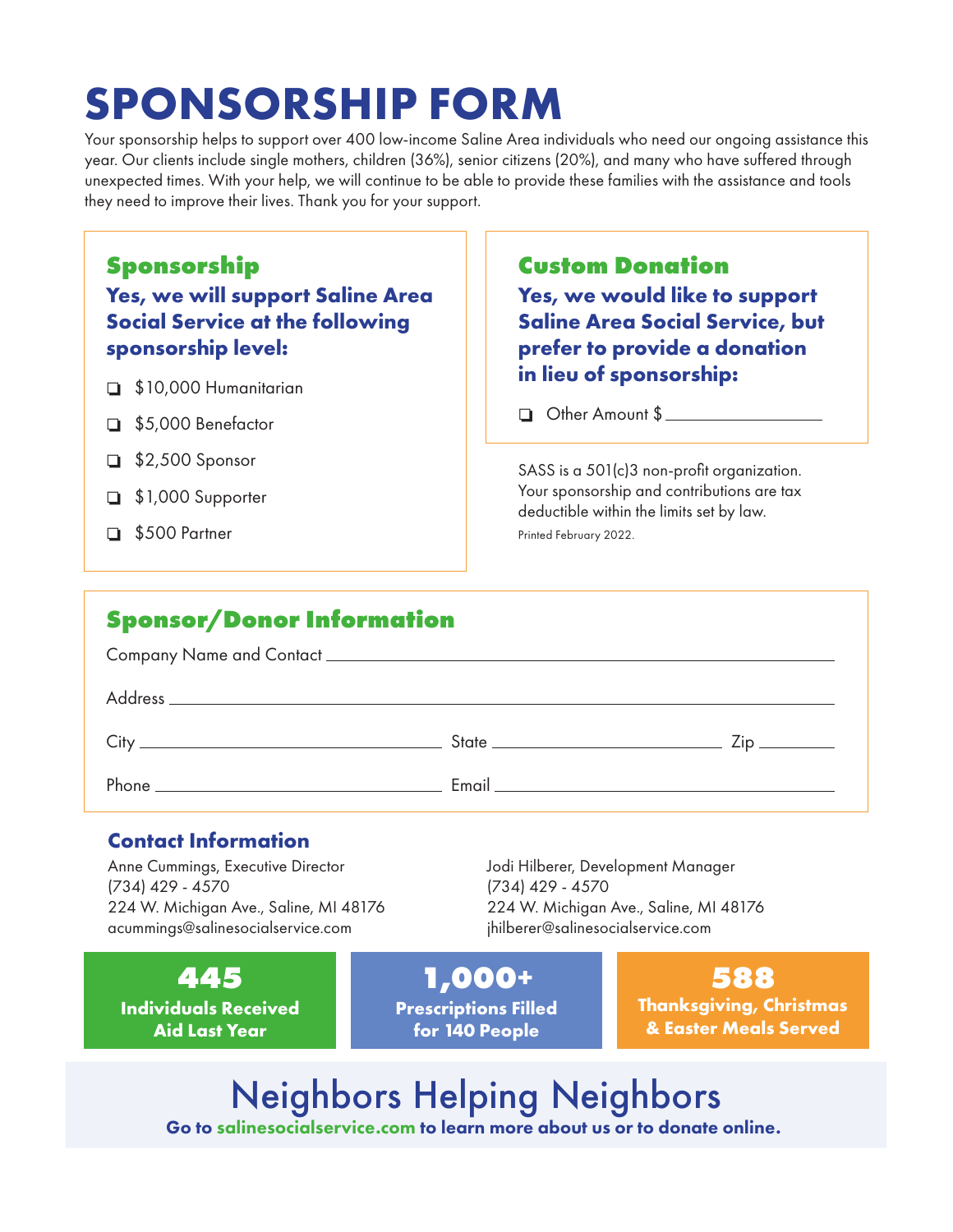# SPONSORSHIP FORM

Your sponsorship helps to support over 400 low-income Saline Area individuals who need our ongoing assistance this year. Our clients include single mothers, children (36%), senior citizens (20%), and many who have suffered through unexpected times. With your help, we will continue to be able to provide these families with the assistance and tools they need to improve their lives. Thank you for your support.

## Sponsorship

**Yes, we will support Saline Area Social Service at the following sponsorship level:**

- ❑ $10,000 Humanitarian
- ❑ $5,000 Benefactor
- ❑ $2,500 Sponsor
- ❑ $1,000 Supporter
- ❑ $500 Partner

## Custom Donation

**Yes, we would like to support Saline Area Social Service, but prefer to provide a donation in lieu of sponsorship:**

- ❑ Other Amount $ ________________

SASS is a 501(c)3 non-profit organization. Your sponsorship and contributions are tax deductible within the limits set by law.

Printed February 2022.

## Sponsor/Donor Information

Company Name and Contact ________________________________________

Address ________________________________________

City ____________________ State ____________________ Zip __________

Phone ____________________ Email ____________________

### Contact Information

Anne Cummings, Executive Director
(734) 429 - 4570
224 W. Michigan Ave., Saline, MI 48176
acummings@salinesocialservice.com

Jodi Hilberer, Development Manager
(734) 429 - 4570
224 W. Michigan Ave., Saline, MI 48176
jhilberer@salinesocialservice.com

**445**
**Individuals Received Aid Last Year**

**1,000+**
**Prescriptions Filled for 140 People**

**588**
**Thanksgiving, Christmas & Easter Meals Served**

# Neighbors Helping Neighbors

**Go to salinesocialservice.com to learn more about us or to donate online.**